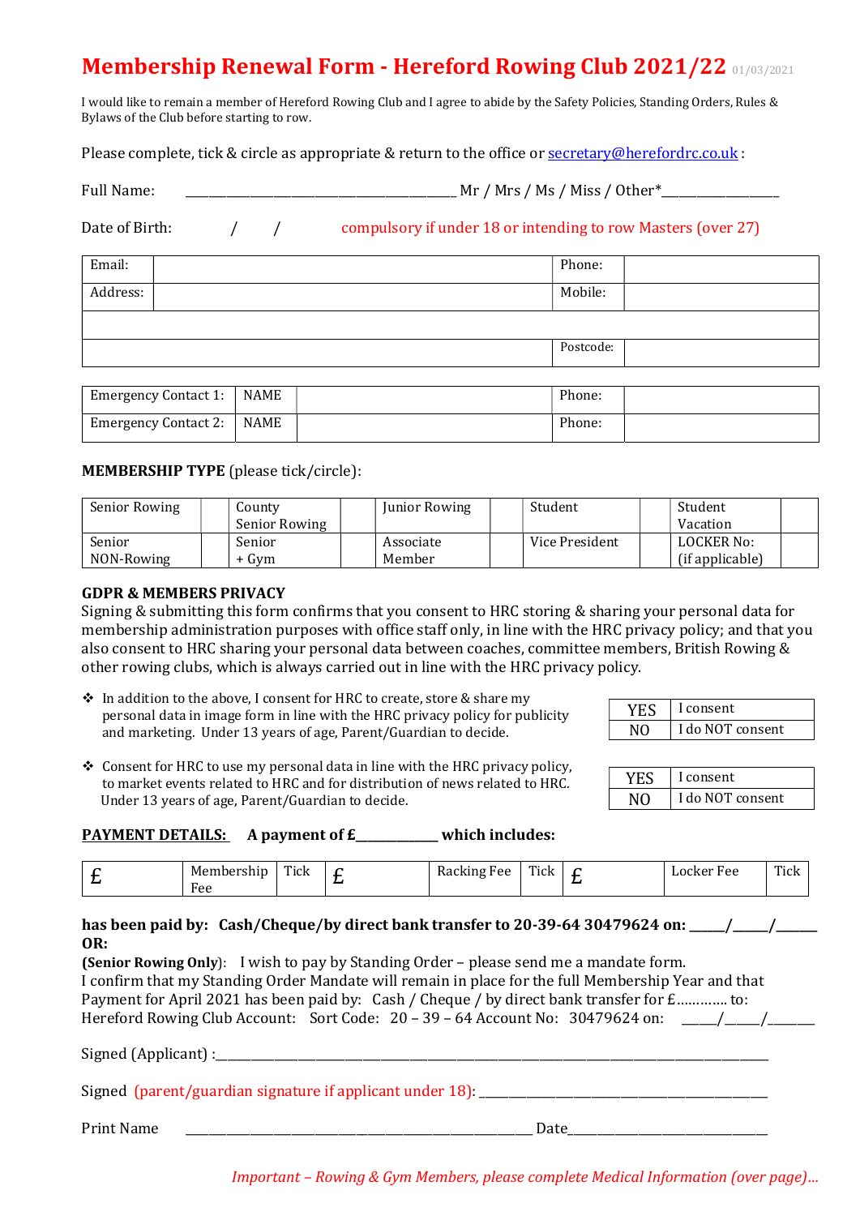# Membership Renewal Form - Hereford Rowing Club 2021/22 01/03/2021

I would like to remain a member of Hereford Rowing Club and I agree to abide by the Safety Policies, Standing Orders, Rules & Bylaws of the Club before starting to row.

Please complete, tick & circle as appropriate & return to the office or secretary@herefordrc.co.uk :

Full Name: ________________________________________ Mr / Mrs / Ms / Miss / Other*_________________

Date of Birth: / / compulsory if under 18 or intending to row Masters (over 27)

| Email: | | Phone: | |
|---|---|---|---|
| Address: | | Mobile: | |
| | | | |
| | | Postcode: | |

| Emergency Contact 1: | NAME | | Phone: | |
|---|---|---|---|---|
| Emergency Contact 2: | NAME | | Phone: | |

**MEMBERSHIP TYPE** (please tick/circle):

| Senior Rowing | | County Senior Rowing | | Junior Rowing | | Student | | Student Vacation | |
|---|---|---|---|---|---|---|---|---|---|
| Senior NON-Rowing | | Senior + Gym | | Associate Member | | Vice President | | LOCKER No: (if applicable) | |

**GDPR & MEMBERS PRIVACY**

Signing & submitting this form confirms that you consent to HRC storing & sharing your personal data for membership administration purposes with office staff only, in line with the HRC privacy policy; and that you also consent to HRC sharing your personal data between coaches, committee members, British Rowing & other rowing clubs, which is always carried out in line with the HRC privacy policy.

- In addition to the above, I consent for HRC to create, store & share my personal data in image form in line with the HRC privacy policy for publicity and marketing. Under 13 years of age, Parent/Guardian to decide.

| YES | I consent |
|---|---|
| NO | I do NOT consent |

- Consent for HRC to use my personal data in line with the HRC privacy policy, to market events related to HRC and for distribution of news related to HRC. Under 13 years of age, Parent/Guardian to decide.

| YES | I consent |
|---|---|
| NO | I do NOT consent |

**PAYMENT DETAILS:** **A payment of £___________ which includes:**

| £ | Membership Fee | Tick | £ | Racking Fee | Tick | £ | Locker Fee | Tick |
|---|---|---|---|---|---|---|---|---|

**has been paid by: Cash/Cheque/by direct bank transfer to 20-39-64 30479624 on: _____/_____/______**
**OR:**
**(Senior Rowing Only)**: I wish to pay by Standing Order – please send me a mandate form.
I confirm that my Standing Order Mandate will remain in place for the full Membership Year and that Payment for April 2021 has been paid by: Cash / Cheque / by direct bank transfer for £............ to:
Hereford Rowing Club Account: Sort Code: 20 – 39 – 64 Account No: 30479624 on: _____/_____/_______

Signed (Applicant) :_____________________________________________________________________________

Signed (parent/guardian signature if applicant under 18): _______________________________________

Print Name ___________________________________________________ Date____________________________

*Important – Rowing & Gym Members, please complete Medical Information (over page)…*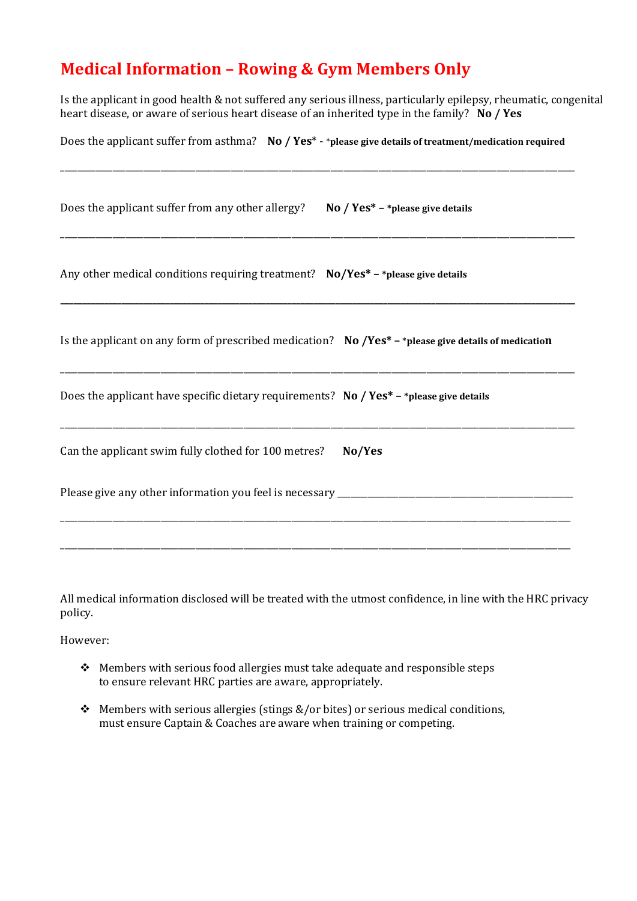# Medical Information – Rowing & Gym Members Only

Is the applicant in good health & not suffered any serious illness, particularly epilepsy, rheumatic, congenital heart disease, or aware of serious heart disease of an inherited type in the family? **No / Yes**

Does the applicant suffer from asthma? **No / Yes*** - ***please give details of treatment/medication required**

\_\_\_\_\_\_\_\_\_\_\_\_\_\_\_\_\_\_\_\_\_\_\_\_\_\_\_\_\_\_\_\_\_\_\_\_\_\_\_\_\_\_\_\_\_\_\_\_\_\_\_\_\_\_\_\_\_\_\_\_\_\_\_\_\_\_\_\_\_\_\_\_\_\_\_\_\_\_

Does the applicant suffer from any other allergy? **No / Yes* – *please give details**

\_\_\_\_\_\_\_\_\_\_\_\_\_\_\_\_\_\_\_\_\_\_\_\_\_\_\_\_\_\_\_\_\_\_\_\_\_\_\_\_\_\_\_\_\_\_\_\_\_\_\_\_\_\_\_\_\_\_\_\_\_\_\_\_\_\_\_\_\_\_\_\_\_\_\_\_\_\_

Any other medical conditions requiring treatment? **No/Yes* – *please give details**

\_\_\_\_\_\_\_\_\_\_\_\_\_\_\_\_\_\_\_\_\_\_\_\_\_\_\_\_\_\_\_\_\_\_\_\_\_\_\_\_\_\_\_\_\_\_\_\_\_\_\_\_\_\_\_\_\_\_\_\_\_\_\_\_\_\_\_\_\_\_\_\_\_\_\_\_\_\_

Is the applicant on any form of prescribed medication? **No /Yes* – *please give details of medication**

\_\_\_\_\_\_\_\_\_\_\_\_\_\_\_\_\_\_\_\_\_\_\_\_\_\_\_\_\_\_\_\_\_\_\_\_\_\_\_\_\_\_\_\_\_\_\_\_\_\_\_\_\_\_\_\_\_\_\_\_\_\_\_\_\_\_\_\_\_\_\_\_\_\_\_\_\_\_

Does the applicant have specific dietary requirements? **No / Yes* – *please give details**

\_\_\_\_\_\_\_\_\_\_\_\_\_\_\_\_\_\_\_\_\_\_\_\_\_\_\_\_\_\_\_\_\_\_\_\_\_\_\_\_\_\_\_\_\_\_\_\_\_\_\_\_\_\_\_\_\_\_\_\_\_\_\_\_\_\_\_\_\_\_\_\_\_\_\_\_\_\_

Can the applicant swim fully clothed for 100 metres? **No/Yes**

Please give any other information you feel is necessary \_\_\_\_\_\_\_\_\_\_\_\_\_\_\_\_\_\_\_\_\_\_\_\_\_\_\_\_\_\_\_\_\_\_\_\_\_\_\_\_

\_\_\_\_\_\_\_\_\_\_\_\_\_\_\_\_\_\_\_\_\_\_\_\_\_\_\_\_\_\_\_\_\_\_\_\_\_\_\_\_\_\_\_\_\_\_\_\_\_\_\_\_\_\_\_\_\_\_\_\_\_\_\_\_\_\_\_\_\_\_\_\_\_\_\_\_\_\_

\_\_\_\_\_\_\_\_\_\_\_\_\_\_\_\_\_\_\_\_\_\_\_\_\_\_\_\_\_\_\_\_\_\_\_\_\_\_\_\_\_\_\_\_\_\_\_\_\_\_\_\_\_\_\_\_\_\_\_\_\_\_\_\_\_\_\_\_\_\_\_\_\_\_\_\_\_\_

All medical information disclosed will be treated with the utmost confidence, in line with the HRC privacy policy.

However:

- Members with serious food allergies must take adequate and responsible steps to ensure relevant HRC parties are aware, appropriately.
- Members with serious allergies (stings &/or bites) or serious medical conditions, must ensure Captain & Coaches are aware when training or competing.